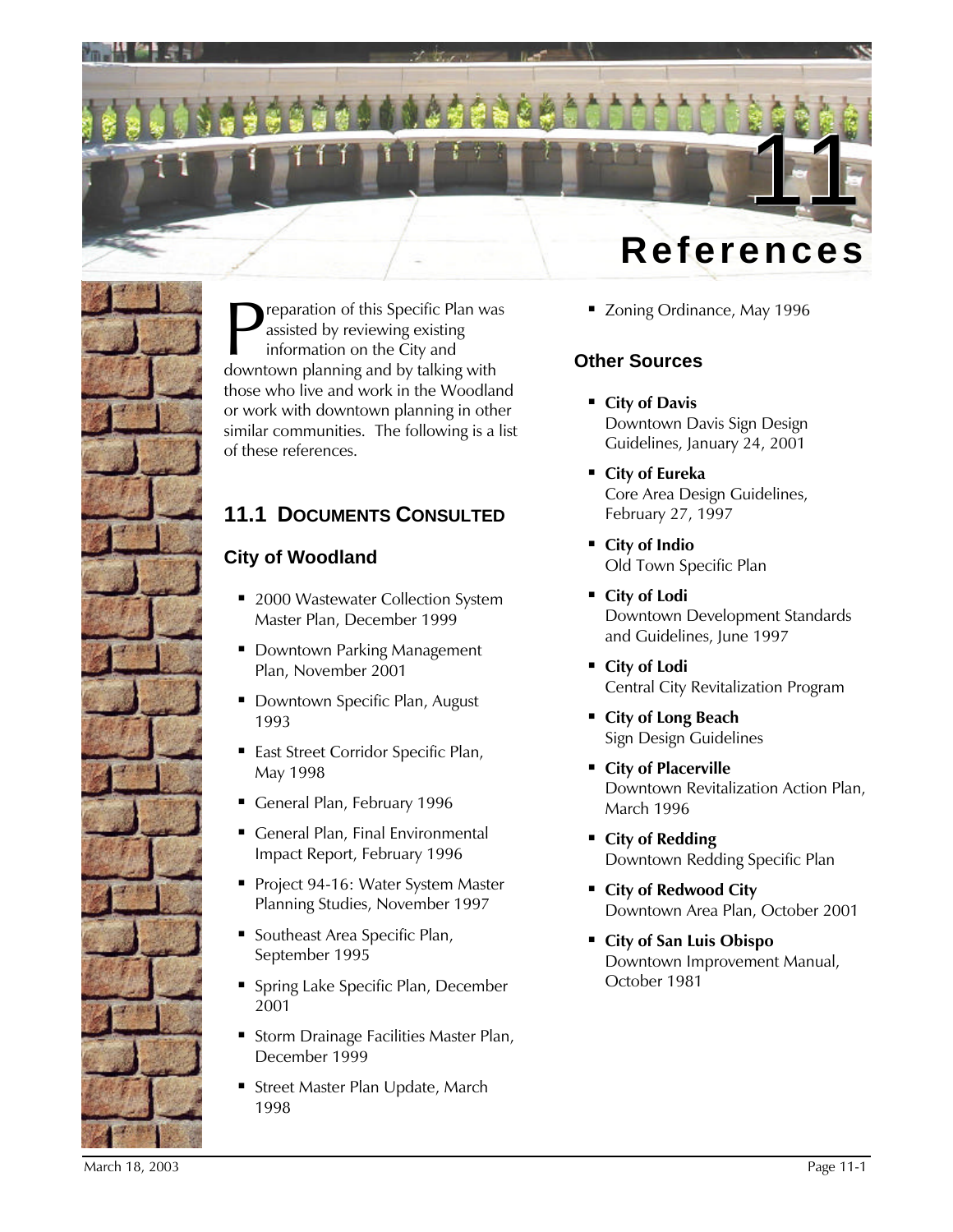# 11 References

Preparation of this Specific Plan was assisted by reviewing existing information on the City and downtown planning and by talking with those who live and work in the Woodland or work with downtown planning in other similar communities. The following is a list of these references.

## 11.1 Documents Consulted

### City of Woodland

- 2000 Wastewater Collection System Master Plan, December 1999
- Downtown Parking Management Plan, November 2001
- Downtown Specific Plan, August 1993
- East Street Corridor Specific Plan, May 1998
- General Plan, February 1996
- General Plan, Final Environmental Impact Report, February 1996
- Project 94-16: Water System Master Planning Studies, November 1997
- Southeast Area Specific Plan, September 1995
- Spring Lake Specific Plan, December 2001
- Storm Drainage Facilities Master Plan, December 1999
- Street Master Plan Update, March 1998
- Zoning Ordinance, May 1996

### Other Sources

- **City of Davis**
  Downtown Davis Sign Design Guidelines, January 24, 2001
- **City of Eureka**
  Core Area Design Guidelines, February 27, 1997
- **City of Indio**
  Old Town Specific Plan
- **City of Lodi**
  Downtown Development Standards and Guidelines, June 1997
- **City of Lodi**
  Central City Revitalization Program
- **City of Long Beach**
  Sign Design Guidelines
- **City of Placerville**
  Downtown Revitalization Action Plan, March 1996
- **City of Redding**
  Downtown Redding Specific Plan
- **City of Redwood City**
  Downtown Area Plan, October 2001
- **City of San Luis Obispo**
  Downtown Improvement Manual, October 1981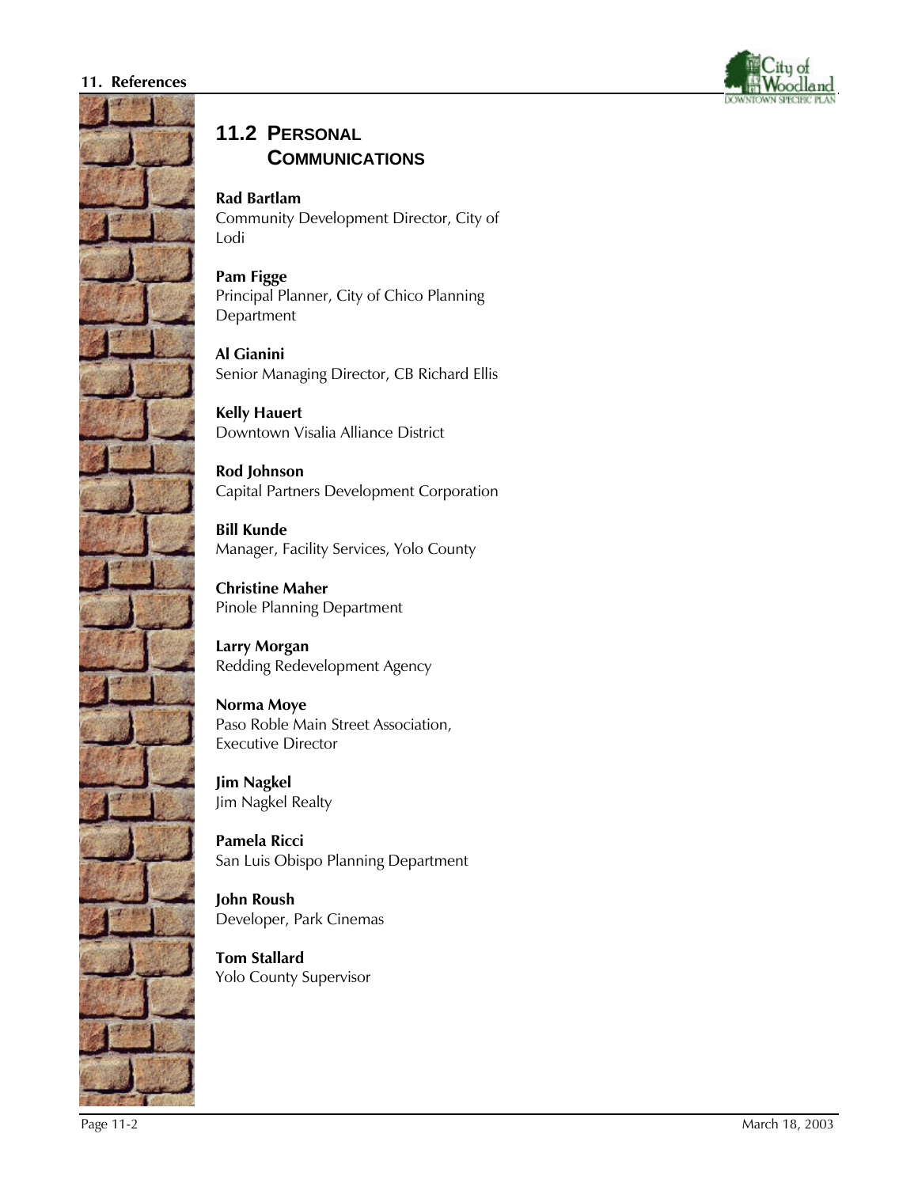## 11.2 Personal Communications

**Rad Bartlam**
Community Development Director, City of Lodi

**Pam Figge**
Principal Planner, City of Chico Planning Department

**Al Gianini**
Senior Managing Director, CB Richard Ellis

**Kelly Hauert**
Downtown Visalia Alliance District

**Rod Johnson**
Capital Partners Development Corporation

**Bill Kunde**
Manager, Facility Services, Yolo County

**Christine Maher**
Pinole Planning Department

**Larry Morgan**
Redding Redevelopment Agency

**Norma Moye**
Paso Roble Main Street Association, Executive Director

**Jim Nagkel**
Jim Nagkel Realty

**Pamela Ricci**
San Luis Obispo Planning Department

**John Roush**
Developer, Park Cinemas

**Tom Stallard**
Yolo County Supervisor